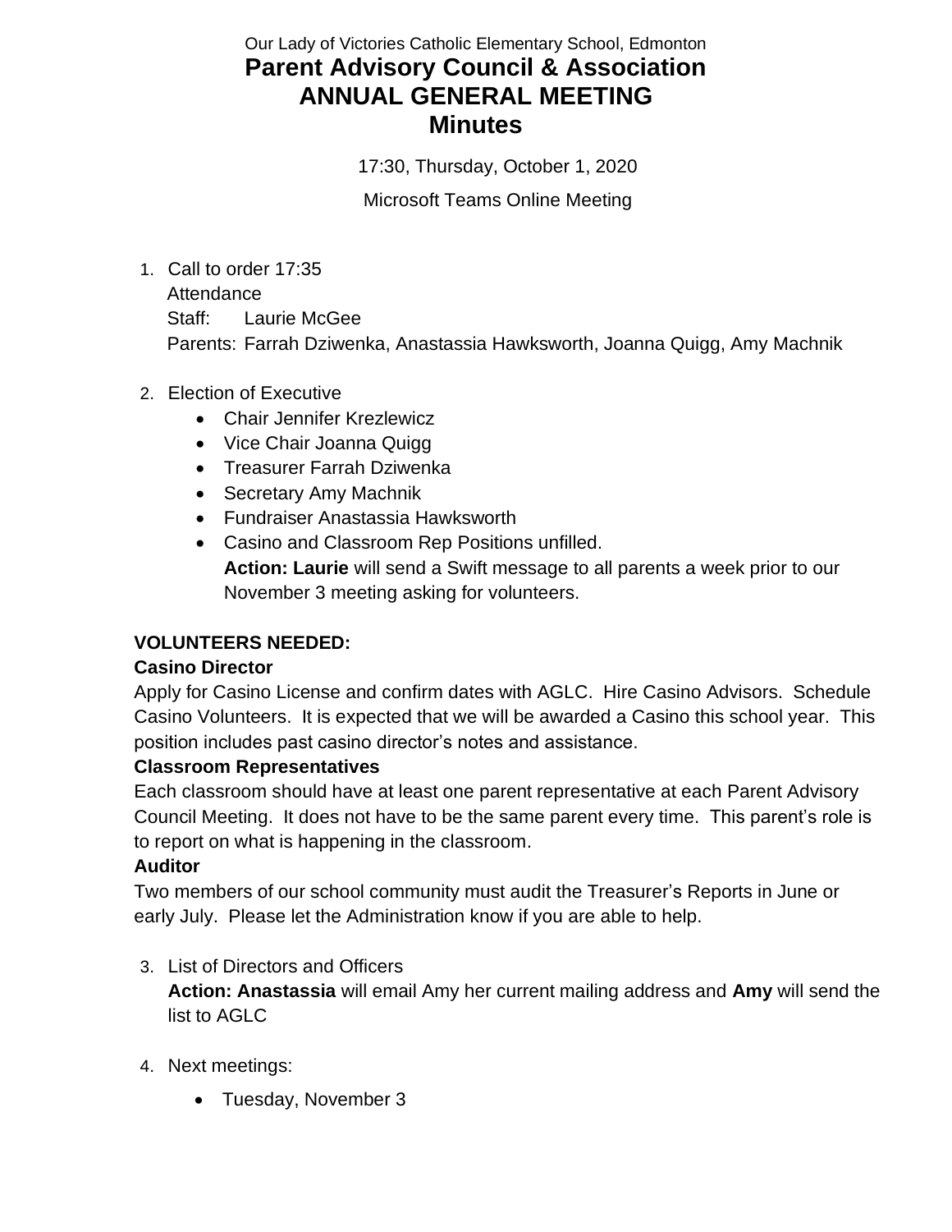Our Lady of Victories Catholic Elementary School, Edmonton

# Parent Advisory Council & Association ANNUAL GENERAL MEETING Minutes

17:30, Thursday, October 1, 2020

Microsoft Teams Online Meeting

1. Call to order 17:35
   Attendance
   Staff: Laurie McGee
   Parents: Farrah Dziwenka, Anastassia Hawksworth, Joanna Quigg, Amy Machnik

2. Election of Executive
   - Chair Jennifer Krezlewicz
   - Vice Chair Joanna Quigg
   - Treasurer Farrah Dziwenka
   - Secretary Amy Machnik
   - Fundraiser Anastassia Hawksworth
   - Casino and Classroom Rep Positions unfilled.
     **Action: Laurie** will send a Swift message to all parents a week prior to our November 3 meeting asking for volunteers.

**VOLUNTEERS NEEDED:**

**Casino Director**

Apply for Casino License and confirm dates with AGLC. Hire Casino Advisors. Schedule Casino Volunteers. It is expected that we will be awarded a Casino this school year. This position includes past casino director's notes and assistance.

**Classroom Representatives**

Each classroom should have at least one parent representative at each Parent Advisory Council Meeting. It does not have to be the same parent every time. This parent's role is to report on what is happening in the classroom.

**Auditor**

Two members of our school community must audit the Treasurer's Reports in June or early July. Please let the Administration know if you are able to help.

3. List of Directors and Officers
   **Action: Anastassia** will email Amy her current mailing address and **Amy** will send the list to AGLC

4. Next meetings:
   - Tuesday, November 3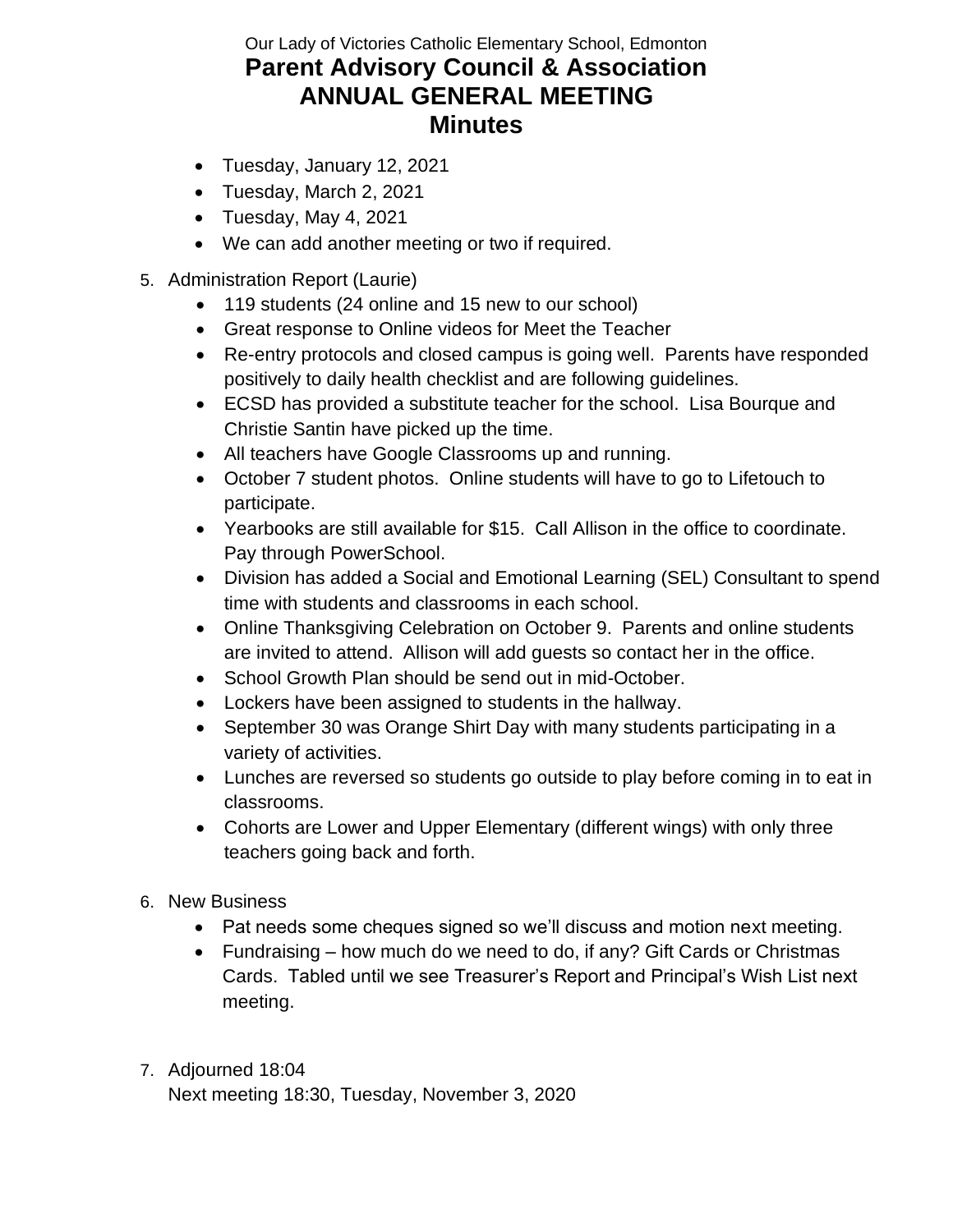Our Lady of Victories Catholic Elementary School, Edmonton

# Parent Advisory Council & Association ANNUAL GENERAL MEETING Minutes

- Tuesday, January 12, 2021
- Tuesday, March 2, 2021
- Tuesday, May 4, 2021
- We can add another meeting or two if required.

5. Administration Report (Laurie)
   - 119 students (24 online and 15 new to our school)
   - Great response to Online videos for Meet the Teacher
   - Re-entry protocols and closed campus is going well. Parents have responded positively to daily health checklist and are following guidelines.
   - ECSD has provided a substitute teacher for the school. Lisa Bourque and Christie Santin have picked up the time.
   - All teachers have Google Classrooms up and running.
   - October 7 student photos. Online students will have to go to Lifetouch to participate.
   - Yearbooks are still available for $15. Call Allison in the office to coordinate. Pay through PowerSchool.
   - Division has added a Social and Emotional Learning (SEL) Consultant to spend time with students and classrooms in each school.
   - Online Thanksgiving Celebration on October 9. Parents and online students are invited to attend. Allison will add guests so contact her in the office.
   - School Growth Plan should be send out in mid-October.
   - Lockers have been assigned to students in the hallway.
   - September 30 was Orange Shirt Day with many students participating in a variety of activities.
   - Lunches are reversed so students go outside to play before coming in to eat in classrooms.
   - Cohorts are Lower and Upper Elementary (different wings) with only three teachers going back and forth.

6. New Business
   - Pat needs some cheques signed so we'll discuss and motion next meeting.
   - Fundraising – how much do we need to do, if any? Gift Cards or Christmas Cards. Tabled until we see Treasurer's Report and Principal's Wish List next meeting.

7. Adjourned 18:04
   Next meeting 18:30, Tuesday, November 3, 2020